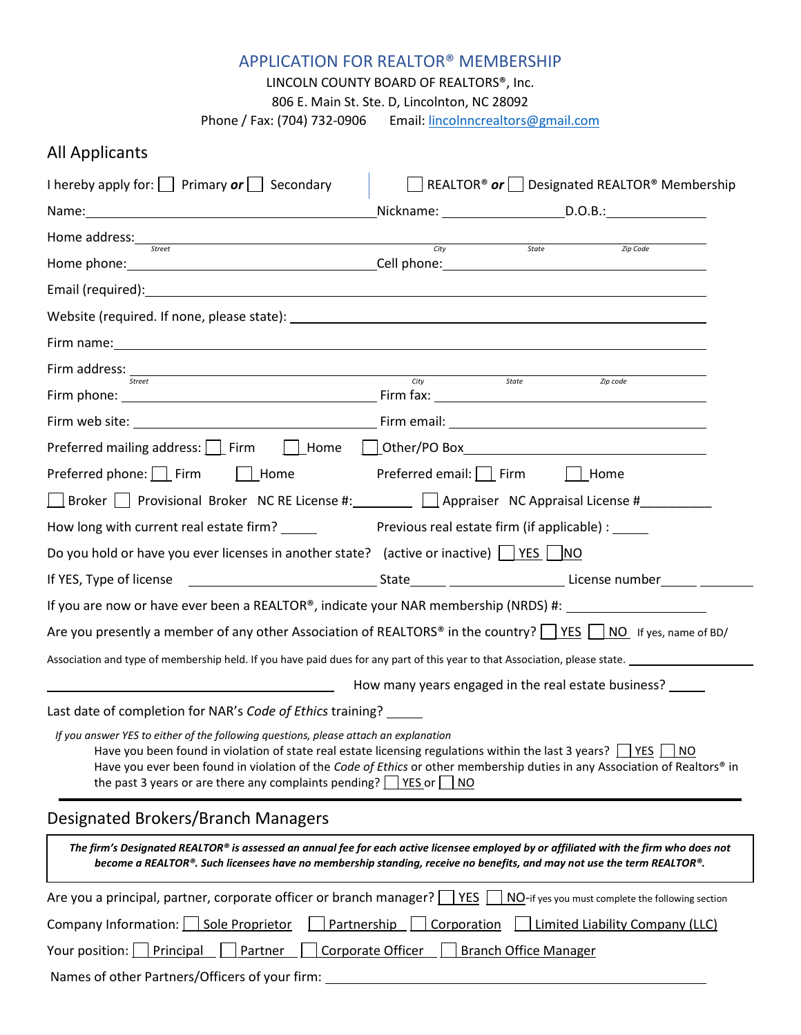# APPLICATION FOR REALTOR® MEMBERSHIP

LINCOLN COUNTY BOARD OF REALTORS®, Inc.

806 E. Main St. Ste. D, Lincolnton, NC 28092

Phone / Fax: (704) 732-0906 Email: lincolnncrealtors@gmail.com

## All Applicants

I hereby apply for: ☐ Primary **or** ☐ Secondary | ☐ REALTOR® **or** ☐ Designated REALTOR® Membership

Name:______________________________ Nickname: ________________ D.O.B.:______________

Home address:______________________________________________________________________
Street City State Zip Code

Home phone:______________________________ Cell phone:______________________________

Email (required):__________________________________________________________________

Website (required. If none, please state): _________________________________________

Firm name:_________________________________________________________________________

Firm address: _____________________________________________________________________
Street City State Zip code

Firm phone: ______________________________ Firm fax: ______________________________

Firm web site: ____________________________ Firm email: ____________________________

Preferred mailing address: ☐ Firm ☐ Home ☐ Other/PO Box______________________

Preferred phone: ☐ Firm ☐ Home Preferred email: ☐ Firm ☐ Home

☐ Broker ☐ Provisional Broker NC RE License #:________ ☐ Appraiser NC Appraisal License #_________

How long with current real estate firm? _____ Previous real estate firm (if applicable) : _____

Do you hold or have you ever licenses in another state? (active or inactive) ☐ YES ☐ NO

If YES, Type of license ________________________ State_____ ______________ License number_____ ________

If you are now or have ever been a REALTOR®, indicate your NAR membership (NRDS) #: __________________

Are you presently a member of any other Association of REALTORS® in the country? ☐ YES ☐ NO If yes, name of BD/ Association and type of membership held. If you have paid dues for any part of this year to that Association, please state. ________________

________________________________________ How many years engaged in the real estate business? _____

Last date of completion for NAR's *Code of Ethics* training? _____

*If you answer YES to either of the following questions, please attach an explanation*

Have you been found in violation of state real estate licensing regulations within the last 3 years? ☐ YES ☐ NO

Have you ever been found in violation of the *Code of Ethics* or other membership duties in any Association of Realtors® in the past 3 years or are there any complaints pending? ☐ YES or ☐ NO

## Designated Brokers/Branch Managers

***The firm's Designated REALTOR® is assessed an annual fee for each active licensee employed by or affiliated with the firm who does not become a REALTOR®. Such licensees have no membership standing, receive no benefits, and may not use the term REALTOR®.***

Are you a principal, partner, corporate officer or branch manager? ☐ YES ☐ NO-if yes you must complete the following section

Company Information: ☐ Sole Proprietor ☐ Partnership ☐ Corporation ☐ Limited Liability Company (LLC)

Your position: ☐ Principal ☐ Partner ☐ Corporate Officer ☐ Branch Office Manager

Names of other Partners/Officers of your firm: ____________________________________________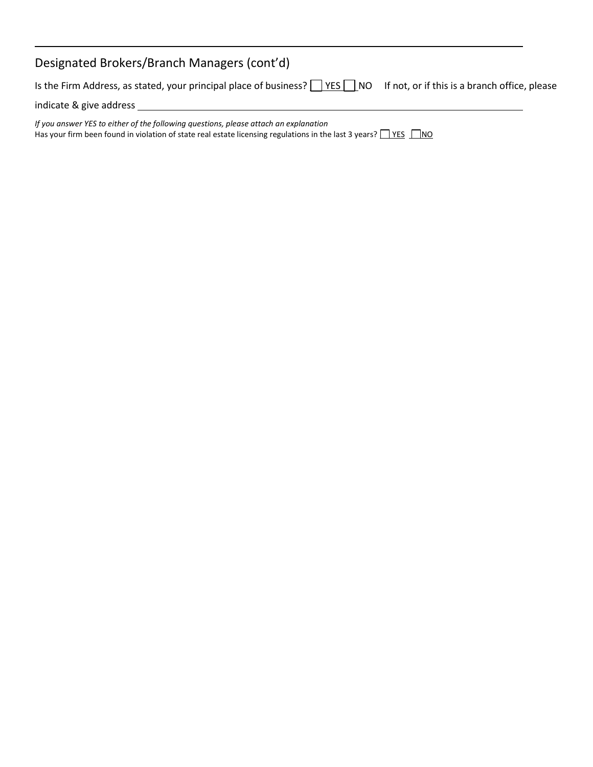## Designated Brokers/Branch Managers (cont'd)

Is the Firm Address, as stated, your principal place of business? ☐ YES ☐ NO  If not, or if this is a branch office, please indicate & give address ______________________________________________

*If you answer YES to either of the following questions, please attach an explanation*

Has your firm been found in violation of state real estate licensing regulations in the last 3 years? ☐ YES ☐ NO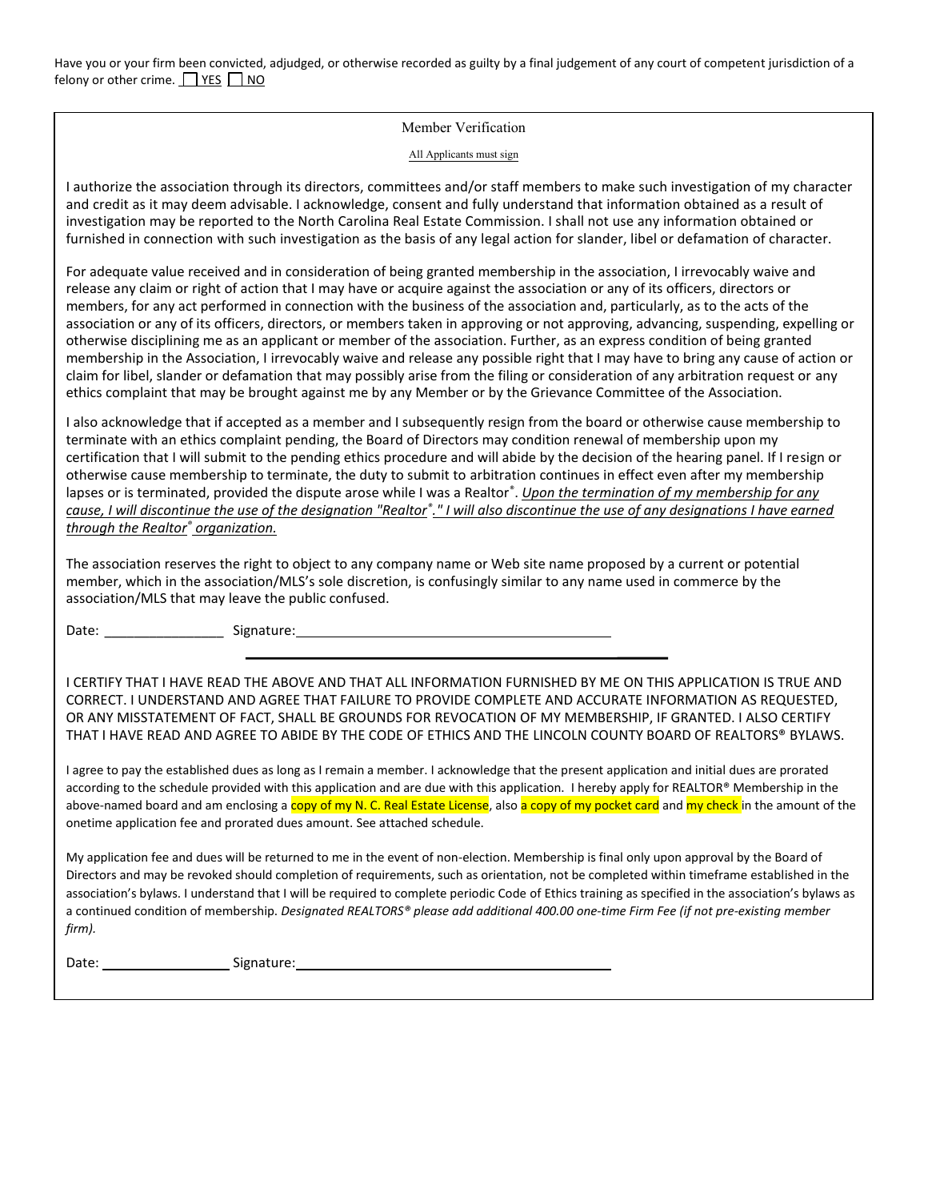Have you or your firm been convicted, adjudged, or otherwise recorded as guilty by a final judgement of any court of competent jurisdiction of a felony or other crime. ☐ YES ☐ NO

## Member Verification

All Applicants must sign

I authorize the association through its directors, committees and/or staff members to make such investigation of my character and credit as it may deem advisable. I acknowledge, consent and fully understand that information obtained as a result of investigation may be reported to the North Carolina Real Estate Commission. I shall not use any information obtained or furnished in connection with such investigation as the basis of any legal action for slander, libel or defamation of character.

For adequate value received and in consideration of being granted membership in the association, I irrevocably waive and release any claim or right of action that I may have or acquire against the association or any of its officers, directors or members, for any act performed in connection with the business of the association and, particularly, as to the acts of the association or any of its officers, directors, or members taken in approving or not approving, advancing, suspending, expelling or otherwise disciplining me as an applicant or member of the association. Further, as an express condition of being granted membership in the Association, I irrevocably waive and release any possible right that I may have to bring any cause of action or claim for libel, slander or defamation that may possibly arise from the filing or consideration of any arbitration request or any ethics complaint that may be brought against me by any Member or by the Grievance Committee of the Association.

I also acknowledge that if accepted as a member and I subsequently resign from the board or otherwise cause membership to terminate with an ethics complaint pending, the Board of Directors may condition renewal of membership upon my certification that I will submit to the pending ethics procedure and will abide by the decision of the hearing panel. If I resign or otherwise cause membership to terminate, the duty to submit to arbitration continues in effect even after my membership lapses or is terminated, provided the dispute arose while I was a Realtor®. *Upon the termination of my membership for any cause, I will discontinue the use of the designation "Realtor®." I will also discontinue the use of any designations I have earned through the Realtor® organization.*

The association reserves the right to object to any company name or Web site name proposed by a current or potential member, which in the association/MLS's sole discretion, is confusingly similar to any name used in commerce by the association/MLS that may leave the public confused.

Date: ________________ Signature: ____________________________________________

I CERTIFY THAT I HAVE READ THE ABOVE AND THAT ALL INFORMATION FURNISHED BY ME ON THIS APPLICATION IS TRUE AND CORRECT. I UNDERSTAND AND AGREE THAT FAILURE TO PROVIDE COMPLETE AND ACCURATE INFORMATION AS REQUESTED, OR ANY MISSTATEMENT OF FACT, SHALL BE GROUNDS FOR REVOCATION OF MY MEMBERSHIP, IF GRANTED. I ALSO CERTIFY THAT I HAVE READ AND AGREE TO ABIDE BY THE CODE OF ETHICS AND THE LINCOLN COUNTY BOARD OF REALTORS® BYLAWS.

I agree to pay the established dues as long as I remain a member. I acknowledge that the present application and initial dues are prorated according to the schedule provided with this application and are due with this application. I hereby apply for REALTOR® Membership in the above-named board and am enclosing a copy of my N. C. Real Estate License, also a copy of my pocket card and my check in the amount of the onetime application fee and prorated dues amount. See attached schedule.

My application fee and dues will be returned to me in the event of non-election. Membership is final only upon approval by the Board of Directors and may be revoked should completion of requirements, such as orientation, not be completed within timeframe established in the association's bylaws. I understand that I will be required to complete periodic Code of Ethics training as specified in the association's bylaws as a continued condition of membership. *Designated REALTORS® please add additional 400.00 one-time Firm Fee (if not pre-existing member firm).*

Date: ________________ Signature: ____________________________________________